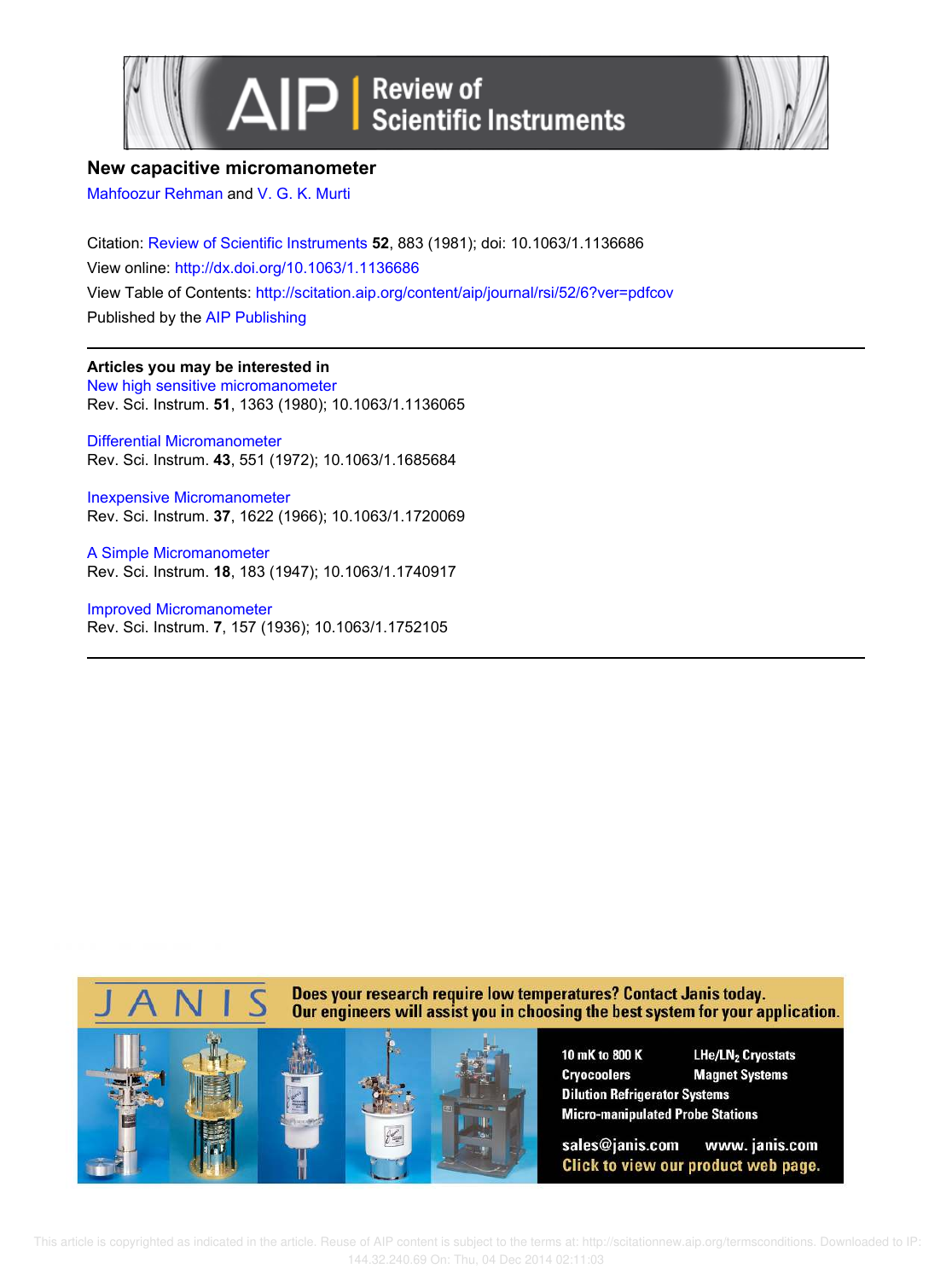# New capacitive micromanometer

Mahfoozur Rehman and V. G. K. Murti

Citation: Review of Scientific Instruments **52**, 883 (1981); doi: 10.1063/1.1136686

View online: http://dx.doi.org/10.1063/1.1136686

View Table of Contents: http://scitation.aip.org/content/aip/journal/rsi/52/6?ver=pdfcov

Published by the AIP Publishing

---

**Articles you may be interested in**

New high sensitive micromanometer
Rev. Sci. Instrum. **51**, 1363 (1980); 10.1063/1.1136065

Differential Micromanometer
Rev. Sci. Instrum. **43**, 551 (1972); 10.1063/1.1685684

Inexpensive Micromanometer
Rev. Sci. Instrum. **37**, 1622 (1966); 10.1063/1.1720069

A Simple Micromanometer
Rev. Sci. Instrum. **18**, 183 (1947); 10.1063/1.1740917

Improved Micromanometer
Rev. Sci. Instrum. **7**, 157 (1936); 10.1063/1.1752105

---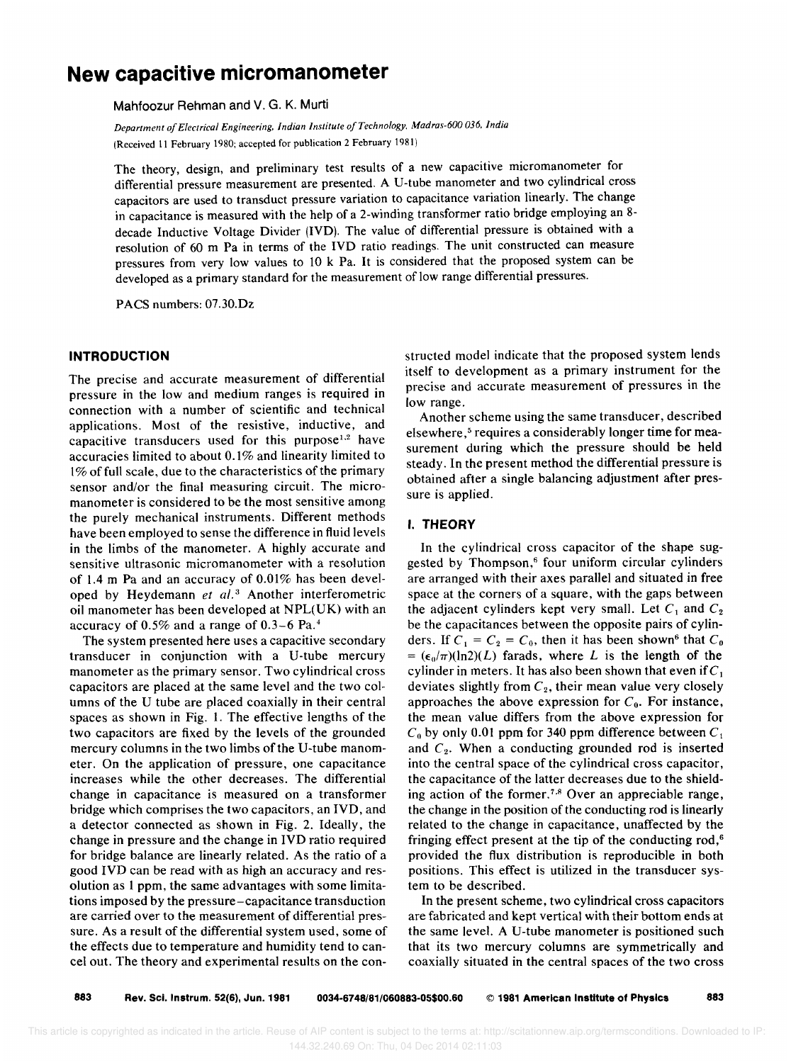# New capacitive micromanometer

Mahfoozur Rehman and V. G. K. Murti

*Department of Electrical Engineering, Indian Institute of Technology, Madras-600 036, India*
(Received 11 February 1980; accepted for publication 2 February 1981)

The theory, design, and preliminary test results of a new capacitive micromanometer for differential pressure measurement are presented. A U-tube manometer and two cylindrical cross capacitors are used to transduct pressure variation to capacitance variation linearly. The change in capacitance is measured with the help of a 2-winding transformer ratio bridge employing an 8-decade Inductive Voltage Divider (IVD). The value of differential pressure is obtained with a resolution of 60 m Pa in terms of the IVD ratio readings. The unit constructed can measure pressures from very low values to 10 k Pa. It is considered that the proposed system can be developed as a primary standard for the measurement of low range differential pressures.

PACS numbers: 07.30.Dz

## INTRODUCTION

The precise and accurate measurement of differential pressure in the low and medium ranges is required in connection with a number of scientific and technical applications. Most of the resistive, inductive, and capacitive transducers used for this purpose[1,2] have accuracies limited to about 0.1% and linearity limited to 1% of full scale, due to the characteristics of the primary sensor and/or the final measuring circuit. The micromanometer is considered to be the most sensitive among the purely mechanical instruments. Different methods have been employed to sense the difference in fluid levels in the limbs of the manometer. A highly accurate and sensitive ultrasonic micromanometer with a resolution of 1.4 m Pa and an accuracy of 0.01% has been developed by Heydemann *et al.*[3] Another interferometric oil manometer has been developed at NPL(UK) with an accuracy of 0.5% and a range of 0.3–6 Pa.[4]

The system presented here uses a capacitive secondary transducer in conjunction with a U-tube mercury manometer as the primary sensor. Two cylindrical cross capacitors are placed at the same level and the two columns of the U tube are placed coaxially in their central spaces as shown in Fig. 1. The effective lengths of the two capacitors are fixed by the levels of the grounded mercury columns in the two limbs of the U-tube manometer. On the application of pressure, one capacitance increases while the other decreases. The differential change in capacitance is measured on a transformer bridge which comprises the two capacitors, an IVD, and a detector connected as shown in Fig. 2. Ideally, the change in pressure and the change in IVD ratio required for bridge balance are linearly related. As the ratio of a good IVD can be read with as high an accuracy and resolution as 1 ppm, the same advantages with some limitations imposed by the pressure–capacitance transduction are carried over to the measurement of differential pressure. As a result of the differential system used, some of the effects due to temperature and humidity tend to cancel out. The theory and experimental results on the constructed model indicate that the proposed system lends itself to development as a primary instrument for the precise and accurate measurement of pressures in the low range.

Another scheme using the same transducer, described elsewhere,[5] requires a considerably longer time for measurement during which the pressure should be held steady. In the present method the differential pressure is obtained after a single balancing adjustment after pressure is applied.

## I. THEORY

In the cylindrical cross capacitor of the shape suggested by Thompson,[6] four uniform circular cylinders are arranged with their axes parallel and situated in free space at the corners of a square, with the gaps between the adjacent cylinders kept very small. Let $C_1$ and $C_2$ be the capacitances between the opposite pairs of cylinders. If $C_1 = C_2 = C_0$, then it has been shown[6] that $C_0 = (\epsilon_0/\pi)(\ln 2)(L)$ farads, where $L$ is the length of the cylinder in meters. It has also been shown that even if $C_1$ deviates slightly from $C_2$, their mean value very closely approaches the above expression for $C_0$. For instance, the mean value differs from the above expression for $C_0$ by only 0.01 ppm for 340 ppm difference between $C_1$ and $C_2$. When a conducting grounded rod is inserted into the central space of the cylindrical cross capacitor, the capacitance of the latter decreases due to the shielding action of the former.[7,8] Over an appreciable range, the change in the position of the conducting rod is linearly related to the change in capacitance, unaffected by the fringing effect present at the tip of the conducting rod,[6] provided the flux distribution is reproducible in both positions. This effect is utilized in the transducer system to be described.

In the present scheme, two cylindrical cross capacitors are fabricated and kept vertical with their bottom ends at the same level. A U-tube manometer is positioned such that its two mercury columns are symmetrically and coaxially situated in the central spaces of the two cross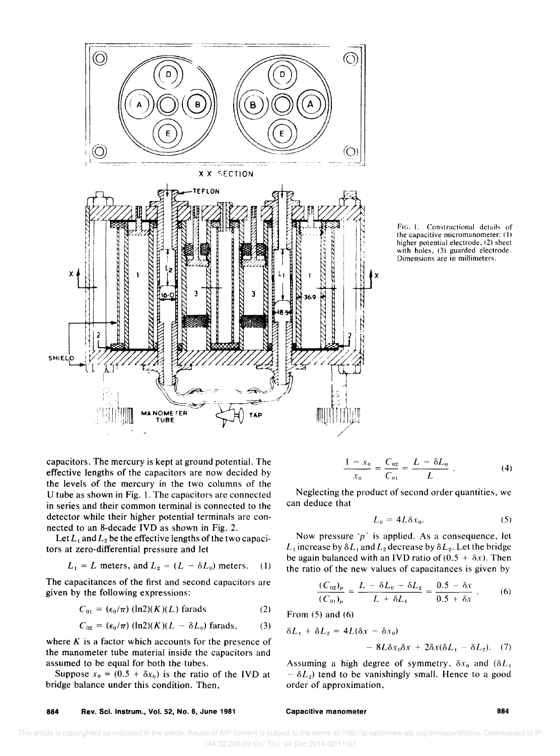FIG. 1. Constructional details of the capacitive micromanometer: (1) higher potential electrode, (2) sheet with holes, (3) guarded electrode. Dimensions are in millimeters.

capacitors. The mercury is kept at ground potential. The effective lengths of the capacitors are now decided by the levels of the mercury in the two columns of the U tube as shown in Fig. 1. The capacitors are connected in series and their common terminal is connected to the detector while their higher potential terminals are connected to an 8-decade IVD as shown in Fig. 2.

Let $L_1$ and $L_2$ be the effective lengths of the two capacitors at zero-differential pressure and let

$$L_1 = L \text{ meters, and } L_2 = (L - \delta L_0) \text{ meters.} \tag{1}$$

The capacitances of the first and second capacitors are given by the following expressions:

$$C_{01} = (\epsilon_0/\pi)\,(\ln 2)(K)(L) \text{ farads} \tag{2}$$

$$C_{02} = (\epsilon_0/\pi)\,(\ln 2)(K)(L - \delta L_0) \text{ farads}, \tag{3}$$

where $K$ is a factor which accounts for the presence of the manometer tube material inside the capacitors and assumed to be equal for both the tubes.

Suppose $x_0 = (0.5 + \delta x_0)$ is the ratio of the IVD at bridge balance under this condition. Then,

$$\frac{1 - x_0}{x_0} = \frac{C_{02}}{C_{01}} = \frac{L - \delta L_0}{L}. \tag{4}$$

Neglecting the product of second order quantities, we can deduce that

$$L_0 = 4L\delta x_0. \tag{5}$$

Now pressure '$p$' is applied. As a consequence, let $L_1$ increase by $\delta L_1$ and $L_2$ decrease by $\delta L_2$. Let the bridge be again balanced with an IVD ratio of $(0.5 + \delta x)$. Then the ratio of the new values of capacitances is given by

$$\frac{(C_{02})_p}{(C_{01})_p} = \frac{L - \delta L_0 - \delta L_2}{L + \delta L_1} = \frac{0.5 - \delta x}{0.5 + \delta x}. \tag{6}$$

From (5) and (6)

$$\delta L_1 + \delta L_2 = 4L(\delta x - \delta x_0) - 8L\delta x_0 \delta x + 2\delta x(\delta L_1 - \delta L_2). \tag{7}$$

Assuming a high degree of symmetry, $\delta x_0$ and $(\delta L_1 - \delta L_2)$ tend to be vanishingly small. Hence to a good order of approximation,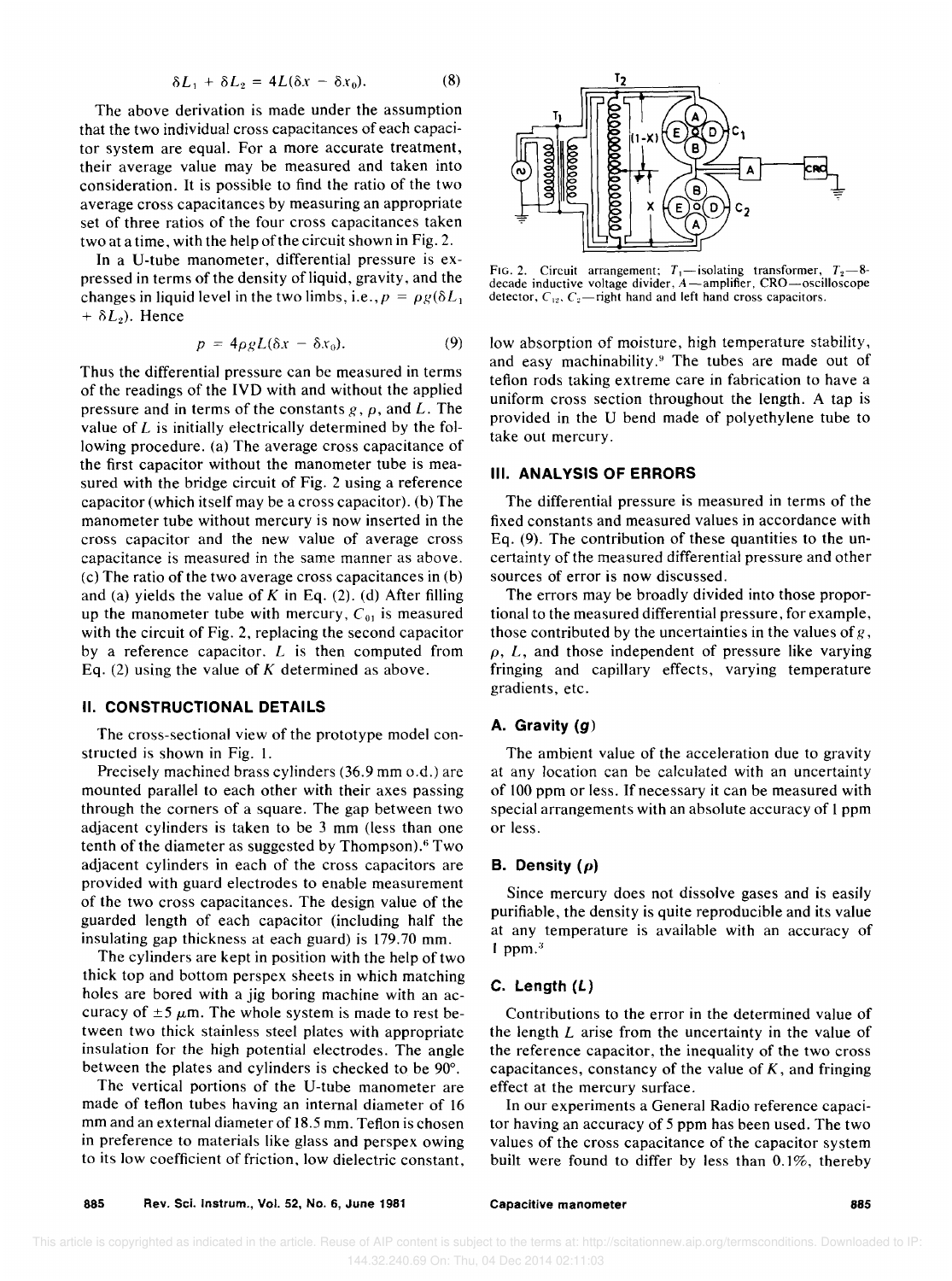$$\delta L_1 + \delta L_2 = 4L(\delta x - \delta x_0). \quad (8)$$

The above derivation is made under the assumption that the two individual cross capacitances of each capacitor system are equal. For a more accurate treatment, their average value may be measured and taken into consideration. It is possible to find the ratio of the two average cross capacitances by measuring an appropriate set of three ratios of the four cross capacitances taken two at a time, with the help of the circuit shown in Fig. 2.

In a U-tube manometer, differential pressure is expressed in terms of the density of liquid, gravity, and the changes in liquid level in the two limbs, i.e., $p = \rho g(\delta L_1 + \delta L_2)$. Hence

$$p = 4\rho g L(\delta x - \delta x_0). \quad (9)$$

Thus the differential pressure can be measured in terms of the readings of the IVD with and without the applied pressure and in terms of the constants $g$, $\rho$, and $L$. The value of $L$ is initially electrically determined by the following procedure. (a) The average cross capacitance of the first capacitor without the manometer tube is measured with the bridge circuit of Fig. 2 using a reference capacitor (which itself may be a cross capacitor). (b) The manometer tube without mercury is now inserted in the cross capacitor and the new value of average cross capacitance is measured in the same manner as above. (c) The ratio of the two average cross capacitances in (b) and (a) yields the value of $K$ in Eq. (2). (d) After filling up the manometer tube with mercury, $C_{01}$ is measured with the circuit of Fig. 2, replacing the second capacitor by a reference capacitor. $L$ is then computed from Eq. (2) using the value of $K$ determined as above.

## II. CONSTRUCTIONAL DETAILS

The cross-sectional view of the prototype model constructed is shown in Fig. 1.

Precisely machined brass cylinders (36.9 mm o.d.) are mounted parallel to each other with their axes passing through the corners of a square. The gap between two adjacent cylinders is taken to be 3 mm (less than one tenth of the diameter as suggested by Thompson).[6] Two adjacent cylinders in each of the cross capacitors are provided with guard electrodes to enable measurement of the two cross capacitances. The design value of the guarded length of each capacitor (including half the insulating gap thickness at each guard) is 179.70 mm.

The cylinders are kept in position with the help of two thick top and bottom perspex sheets in which matching holes are bored with a jig boring machine with an accuracy of $\pm 5\ \mu$m. The whole system is made to rest between two thick stainless steel plates with appropriate insulation for the high potential electrodes. The angle between the plates and cylinders is checked to be 90°.

The vertical portions of the U-tube manometer are made of teflon tubes having an internal diameter of 16 mm and an external diameter of 18.5 mm. Teflon is chosen in preference to materials like glass and perspex owing to its low coefficient of friction, low dielectric constant, low absorption of moisture, high temperature stability, and easy machinability.[9] The tubes are made out of teflon rods taking extreme care in fabrication to have a uniform cross section throughout the length. A tap is provided in the U bend made of polyethylene tube to take out mercury.

FIG. 2. Circuit arrangement; $T_1$—isolating transformer, $T_2$—8-decade inductive voltage divider, $A$—amplifier, CRO—oscilloscope detector, $C_{12}$, $C_2$—right hand and left hand cross capacitors.

## III. ANALYSIS OF ERRORS

The differential pressure is measured in terms of the fixed constants and measured values in accordance with Eq. (9). The contribution of these quantities to the uncertainty of the measured differential pressure and other sources of error is now discussed.

The errors may be broadly divided into those proportional to the measured differential pressure, for example, those contributed by the uncertainties in the values of $g$, $\rho$, $L$, and those independent of pressure like varying fringing and capillary effects, varying temperature gradients, etc.

### A. Gravity ($g$)

The ambient value of the acceleration due to gravity at any location can be calculated with an uncertainty of 100 ppm or less. If necessary it can be measured with special arrangements with an absolute accuracy of 1 ppm or less.

### B. Density ($\rho$)

Since mercury does not dissolve gases and is easily purifiable, the density is quite reproducible and its value at any temperature is available with an accuracy of 1 ppm.[3]

### C. Length ($L$)

Contributions to the error in the determined value of the length $L$ arise from the uncertainty in the value of the reference capacitor, the inequality of the two cross capacitances, constancy of the value of $K$, and fringing effect at the mercury surface.

In our experiments a General Radio reference capacitor having an accuracy of 5 ppm has been used. The two values of the cross capacitance of the capacitor system built were found to differ by less than 0.1%, thereby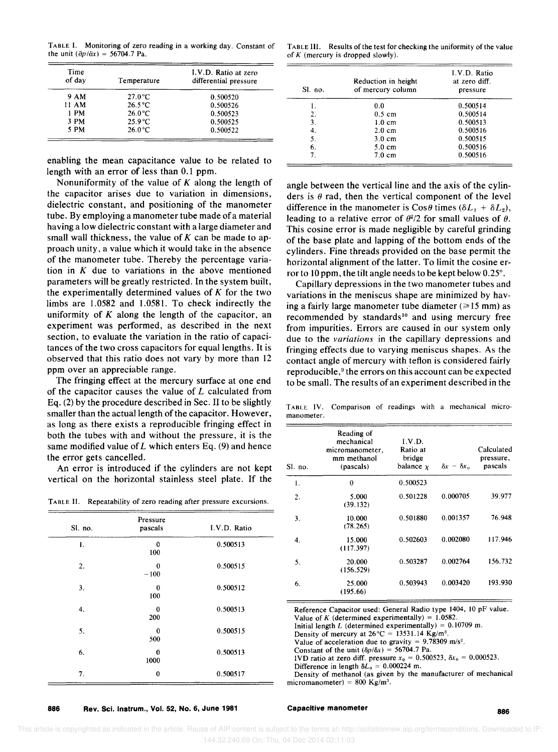TABLE I. Monitoring of zero reading in a working day. Constant of the unit $(\partial p/\partial x) = 56704.7$ Pa.

| Time of day | Temperature | I.V.D. Ratio at zero differential pressure |
|---|---|---|
| 9 AM | 27.0°C | 0.500520 |
| 11 AM | 26.5°C | 0.500526 |
| 1 PM | 26.0°C | 0.500523 |
| 3 PM | 25.9°C | 0.500525 |
| 5 PM | 26.0°C | 0.500522 |

enabling the mean capacitance value to be related to length with an error of less than 0.1 ppm.

Nonuniformity of the value of $K$ along the length of the capacitor arises due to variation in dimensions, dielectric constant, and positioning of the manometer tube. By employing a manometer tube made of a material having a low dielectric constant with a large diameter and small wall thickness, the value of $K$ can be made to approach unity, a value which it would take in the absence of the manometer tube. Thereby the percentage variation in $K$ due to variations in the above mentioned parameters will be greatly restricted. In the system built, the experimentally determined values of $K$ for the two limbs are 1.0582 and 1.0581. To check indirectly the uniformity of $K$ along the length of the capacitor, an experiment was performed, as described in the next section, to evaluate the variation in the ratio of capacitances of the two cross capacitors for equal lengths. It is observed that this ratio does not vary by more than 12 ppm over an appreciable range.

The fringing effect at the mercury surface at one end of the capacitor causes the value of $L$ calculated from Eq. (2) by the procedure described in Sec. II to be slightly smaller than the actual length of the capacitor. However, as long as there exists a reproducible fringing effect in both the tubes with and without the pressure, it is the same modified value of $L$ which enters Eq. (9) and hence the error gets cancelled.

An error is introduced if the cylinders are not kept vertical on the horizontal stainless steel plate. If the angle between the vertical line and the axis of the cylinders is $\theta$ rad, then the vertical component of the level difference in the manometer is Cos$\theta$ times $(\delta L_1 + \delta L_2)$, leading to a relative error of $\theta^2/2$ for small values of $\theta$. This cosine error is made negligible by careful grinding of the base plate and lapping of the bottom ends of the cylinders. Fine threads provided on the base permit the horizontal alignment of the latter. To limit the cosine error to 10 ppm, the tilt angle needs to be kept below 0.25°.

Capillary depressions in the two manometer tubes and variations in the meniscus shape are minimized by having a fairly large manometer tube diameter ($\geqslant$15 mm) as recommended by standards[10] and using mercury free from impurities. Errors are caused in our system only due to the *variations* in the capillary depressions and fringing effects due to varying meniscus shapes. As the contact angle of mercury with teflon is considered fairly reproducible,[9] the errors on this account can be expected to be small. The results of an experiment described in the

TABLE II. Repeatability of zero reading after pressure excursions.

| Sl. no. | Pressure pascals | I.V.D. Ratio |
|---|---|---|
| 1. | 0<br>100 | 0.500513 |
| 2. | 0<br>−100 | 0.500515 |
| 3. | 0<br>100 | 0.500512 |
| 4. | 0<br>200 | 0.500513 |
| 5. | 0<br>500 | 0.500515 |
| 6. | 0<br>1000 | 0.500513 |
| 7. | 0 | 0.500517 |

TABLE III. Results of the test for checking the uniformity of the value of $K$ (mercury is dropped slowly).

| Sl. no. | Reduction in height of mercury column | I.V.D. Ratio at zero diff. pressure |
|---|---|---|
| 1. | 0.0 | 0.500514 |
| 2. | 0.5 cm | 0.500514 |
| 3. | 1.0 cm | 0.500513 |
| 4. | 2.0 cm | 0.500516 |
| 5. | 3.0 cm | 0.500515 |
| 6. | 5.0 cm | 0.500516 |
| 7. | 7.0 cm | 0.500516 |

TABLE IV. Comparison of readings with a mechanical micromanometer.

| Sl. no. | Reading of mechanical micromanometer, mm methanol (pascals) | I.V.D. Ratio at bridge balance $\chi$ | $\delta x - \delta x_0$ | Calculated pressure, pascals |
|---|---|---|---|---|
| 1. | 0 | 0.500523 | | |
| 2. | 5.000<br>(39.132) | 0.501228 | 0.000705 | 39.977 |
| 3. | 10.000<br>(78.265) | 0.501880 | 0.001357 | 76.948 |
| 4. | 15.000<br>(117.397) | 0.502603 | 0.002080 | 117.946 |
| 5. | 20.000<br>(156.529) | 0.503287 | 0.002764 | 156.732 |
| 6. | 25.000<br>(195.66) | 0.503943 | 0.003420 | 193.930 |

Reference Capacitor used: General Radio type 1404, 10 pF value.
Value of $K$ (determined experimentally) = 1.0582.
Initial length $L$ (determined experimentally) = 0.10709 m.
Density of mercury at 26°C = 13531.14 Kg/m³.
Value of acceleration due to gravity = 9.78309 m/s².
Constant of the unit $(\delta p/\delta x) = 56704.7$ Pa.
IVD ratio at zero diff. pressure $x_0 = 0.500523$, $\delta x_0 = 0.000523$.
Difference in length $\delta L_0 = 0.000224$ m.
Density of methanol (as given by the manufacturer of mechanical micromanometer) = 800 Kg/m³.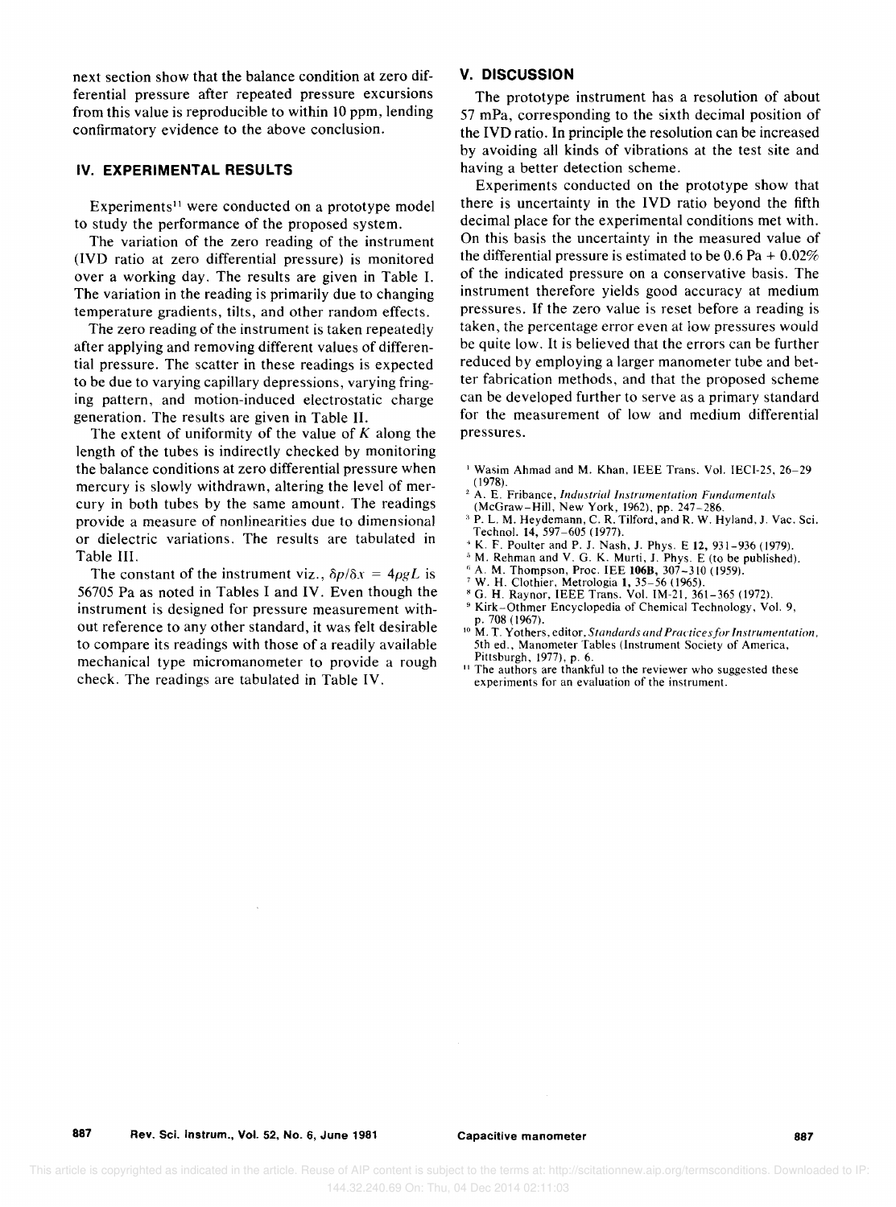next section show that the balance condition at zero differential pressure after repeated pressure excursions from this value is reproducible to within 10 ppm, lending confirmatory evidence to the above conclusion.

## IV. EXPERIMENTAL RESULTS

Experiments[11] were conducted on a prototype model to study the performance of the proposed system.

The variation of the zero reading of the instrument (IVD ratio at zero differential pressure) is monitored over a working day. The results are given in Table I. The variation in the reading is primarily due to changing temperature gradients, tilts, and other random effects.

The zero reading of the instrument is taken repeatedly after applying and removing different values of differential pressure. The scatter in these readings is expected to be due to varying capillary depressions, varying fringing pattern, and motion-induced electrostatic charge generation. The results are given in Table II.

The extent of uniformity of the value of $K$ along the length of the tubes is indirectly checked by monitoring the balance conditions at zero differential pressure when mercury is slowly withdrawn, altering the level of mercury in both tubes by the same amount. The readings provide a measure of nonlinearities due to dimensional or dielectric variations. The results are tabulated in Table III.

The constant of the instrument viz., $\delta p/\delta x = 4\rho g L$ is 56705 Pa as noted in Tables I and IV. Even though the instrument is designed for pressure measurement without reference to any other standard, it was felt desirable to compare its readings with those of a readily available mechanical type micromanometer to provide a rough check. The readings are tabulated in Table IV.

## V. DISCUSSION

The prototype instrument has a resolution of about 57 mPa, corresponding to the sixth decimal position of the IVD ratio. In principle the resolution can be increased by avoiding all kinds of vibrations at the test site and having a better detection scheme.

Experiments conducted on the prototype show that there is uncertainty in the IVD ratio beyond the fifth decimal place for the experimental conditions met with. On this basis the uncertainty in the measured value of the differential pressure is estimated to be 0.6 Pa + 0.02% of the indicated pressure on a conservative basis. The instrument therefore yields good accuracy at medium pressures. If the zero value is reset before a reading is taken, the percentage error even at low pressures would be quite low. It is believed that the errors can be further reduced by employing a larger manometer tube and better fabrication methods, and that the proposed scheme can be developed further to serve as a primary standard for the measurement of low and medium differential pressures.

[1] Wasim Ahmad and M. Khan, IEEE Trans. Vol. IECI-25, 26–29 (1978).
[2] A. E. Fribance, *Industrial Instrumentation Fundamentals* (McGraw–Hill, New York, 1962), pp. 247–286.
[3] P. L. M. Heydemann, C. R. Tilford, and R. W. Hyland, J. Vac. Sci. Technol. **14**, 597–605 (1977).
[4] K. F. Poulter and P. J. Nash, J. Phys. E **12**, 931–936 (1979).
[5] M. Rehman and V. G. K. Murti, J. Phys. E (to be published).
[6] A. M. Thompson, Proc. IEE **106B**, 307–310 (1959).
[7] W. H. Clothier, Metrologia **1**, 35–56 (1965).
[8] G. H. Raynor, IEEE Trans. Vol. IM-21, 361–365 (1972).
[9] Kirk–Othmer Encyclopedia of Chemical Technology, Vol. 9, p. 708 (1967).
[10] M. T. Yothers, editor, *Standards and Practices for Instrumentation*, 5th ed., Manometer Tables (Instrument Society of America, Pittsburgh, 1977), p. 6.
[11] The authors are thankful to the reviewer who suggested these experiments for an evaluation of the instrument.